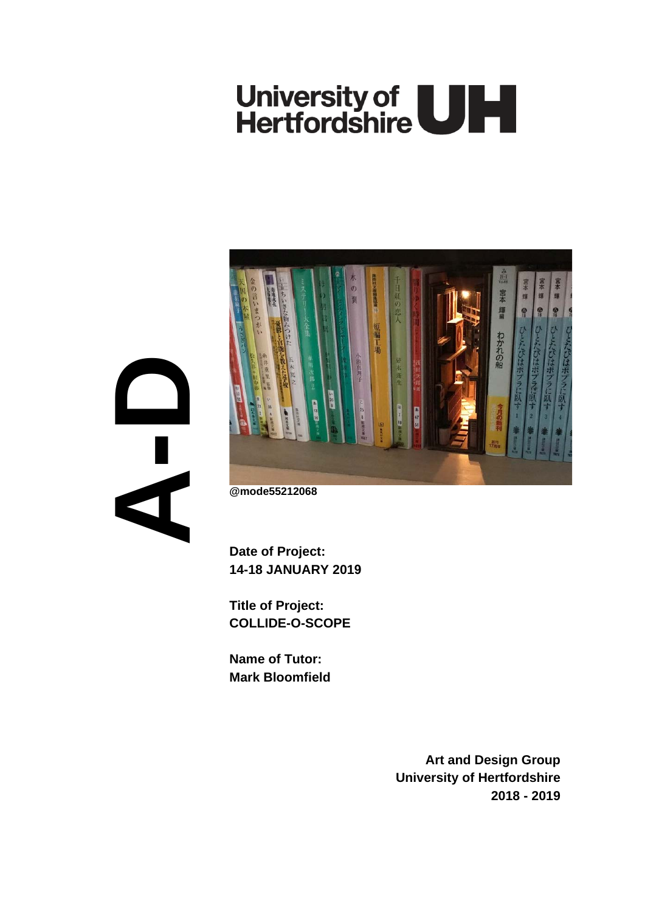University of Hertfordshire UH

A-D

@mode55212068

**Date of Project:**
**14-18 JANUARY 2019**

**Title of Project:**
**COLLIDE-O-SCOPE**

**Name of Tutor:**
**Mark Bloomfield**

**Art and Design Group**
**University of Hertfordshire**
**2018 - 2019**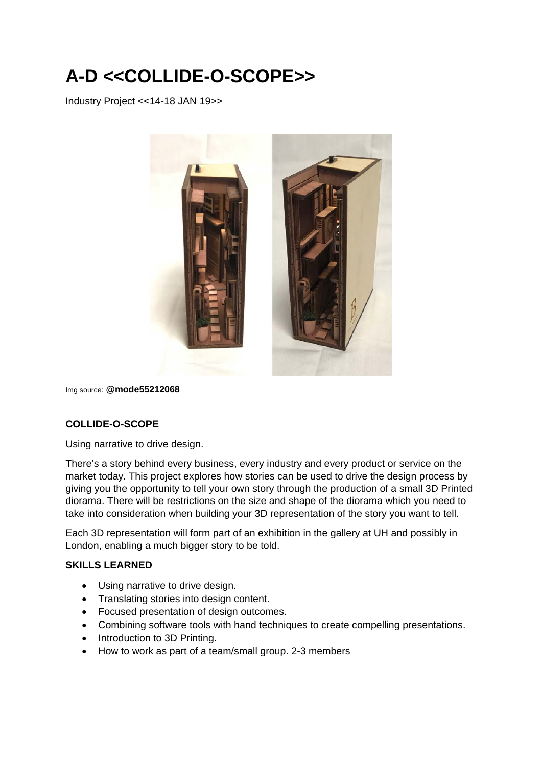# A-D <<COLLIDE-O-SCOPE>>

Industry Project <<14-18 JAN 19>>

Img source: **@mode55212068**

**COLLIDE-O-SCOPE**

Using narrative to drive design.

There's a story behind every business, every industry and every product or service on the market today. This project explores how stories can be used to drive the design process by giving you the opportunity to tell your own story through the production of a small 3D Printed diorama. There will be restrictions on the size and shape of the diorama which you need to take into consideration when building your 3D representation of the story you want to tell.

Each 3D representation will form part of an exhibition in the gallery at UH and possibly in London, enabling a much bigger story to be told.

**SKILLS LEARNED**

- Using narrative to drive design.
- Translating stories into design content.
- Focused presentation of design outcomes.
- Combining software tools with hand techniques to create compelling presentations.
- Introduction to 3D Printing.
- How to work as part of a team/small group. 2-3 members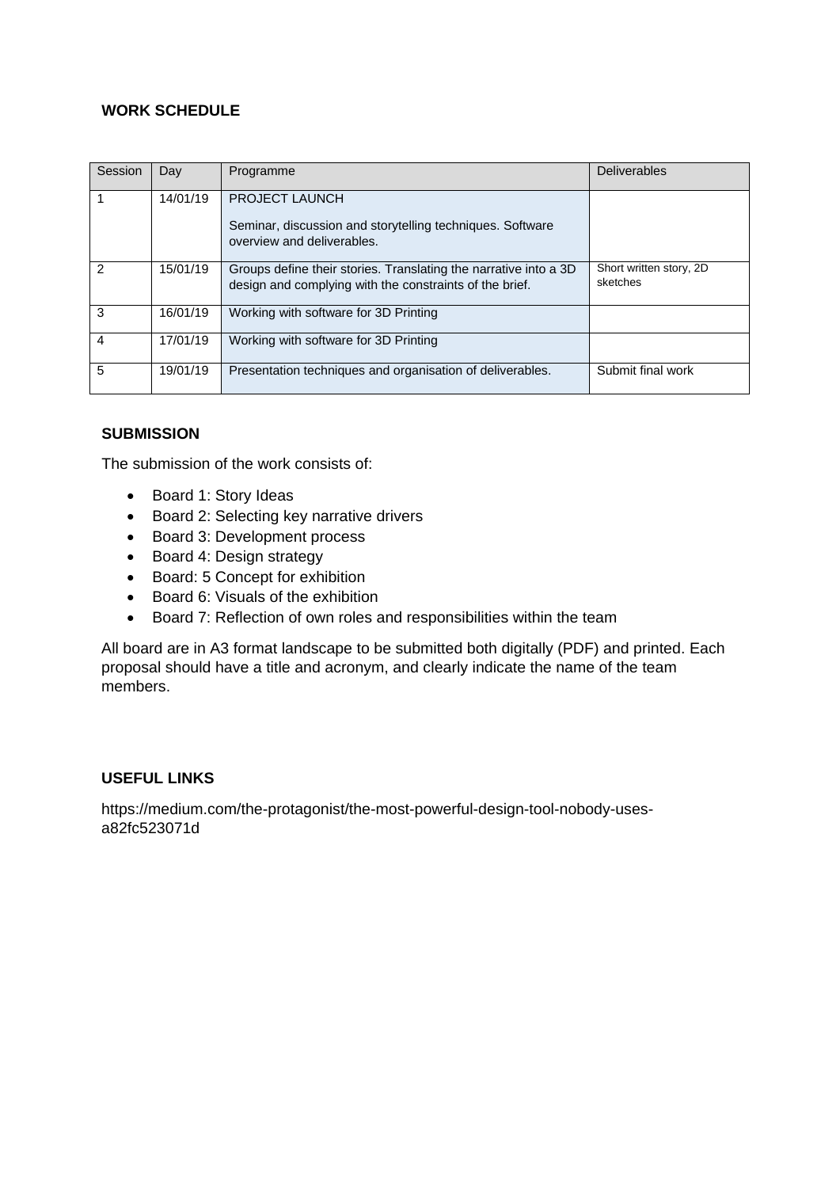**WORK SCHEDULE**

| Session | Day | Programme | Deliverables |
|---|---|---|---|
| 1 | 14/01/19 | PROJECT LAUNCH<br><br>Seminar, discussion and storytelling techniques. Software overview and deliverables. | |
| 2 | 15/01/19 | Groups define their stories. Translating the narrative into a 3D design and complying with the constraints of the brief. | Short written story, 2D sketches |
| 3 | 16/01/19 | Working with software for 3D Printing | |
| 4 | 17/01/19 | Working with software for 3D Printing | |
| 5 | 19/01/19 | Presentation techniques and organisation of deliverables. | Submit final work |

**SUBMISSION**

The submission of the work consists of:

- Board 1: Story Ideas
- Board 2: Selecting key narrative drivers
- Board 3: Development process
- Board 4: Design strategy
- Board: 5 Concept for exhibition
- Board 6: Visuals of the exhibition
- Board 7: Reflection of own roles and responsibilities within the team

All board are in A3 format landscape to be submitted both digitally (PDF) and printed. Each proposal should have a title and acronym, and clearly indicate the name of the team members.

**USEFUL LINKS**

https://medium.com/the-protagonist/the-most-powerful-design-tool-nobody-uses-a82fc523071d